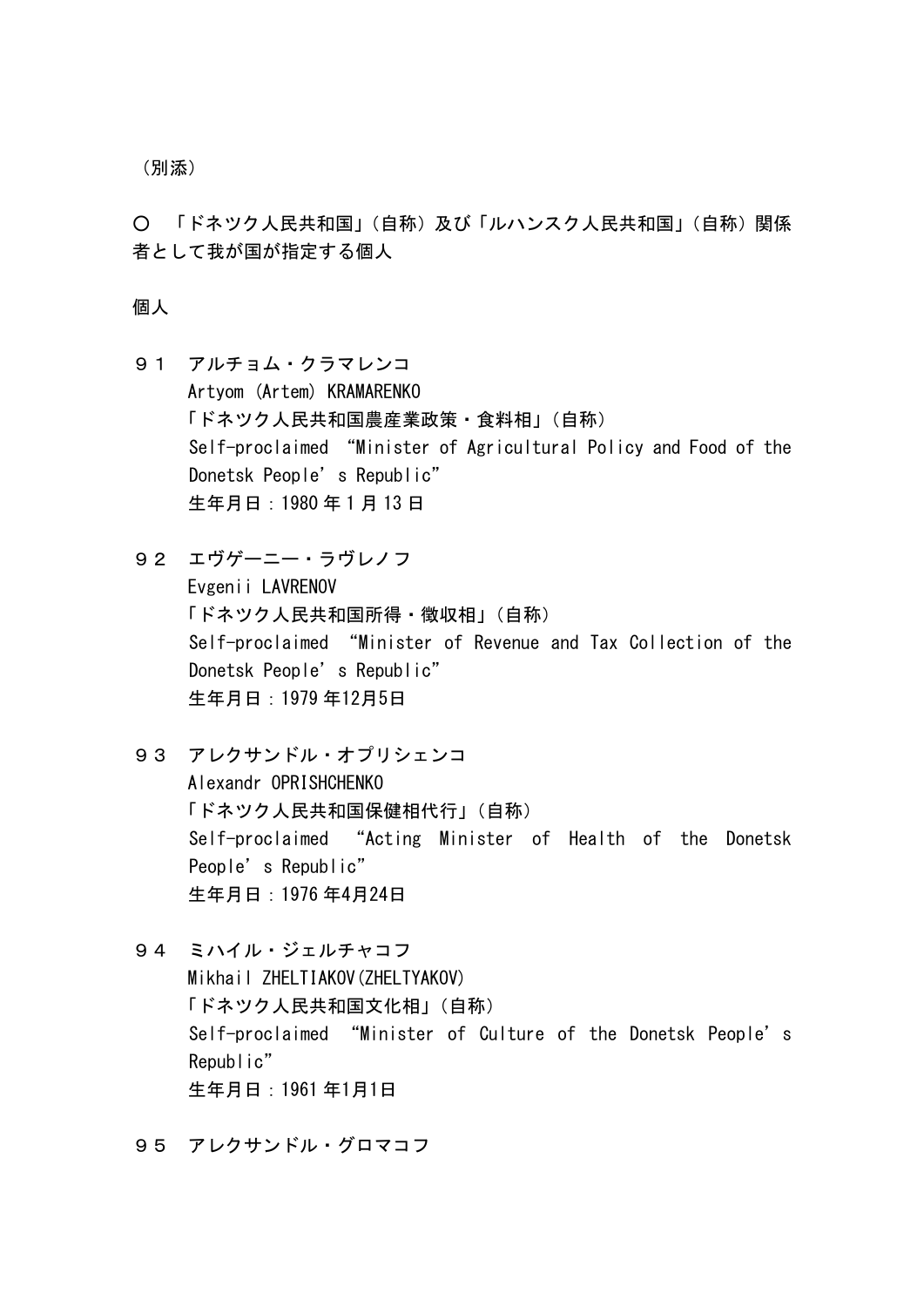（別添）

〇　「ドネツク人民共和国」（自称）及び「ルハンスク人民共和国」（自称）関係者として我が国が指定する個人

個人

９１　アルチョム・クラマレンコ
Artyom (Artem) KRAMARENKO
「ドネツク人民共和国農産業政策・食料相」（自称）
Self-proclaimed “Minister of Agricultural Policy and Food of the Donetsk People’s Republic”
生年月日：1980 年 1 月 13 日

９２　エヴゲーニー・ラヴレノフ
Evgenii LAVRENOV
「ドネツク人民共和国所得・徴収相」（自称）
Self-proclaimed “Minister of Revenue and Tax Collection of the Donetsk People’s Republic”
生年月日：1979 年12月5日

９３　アレクサンドル・オプリシェンコ
Alexandr OPRISHCHENKO
「ドネツク人民共和国保健相代行」（自称）
Self-proclaimed “Acting Minister of Health of the Donetsk People’s Republic”
生年月日：1976 年4月24日

９４　ミハイル・ジェルチャコフ
Mikhail ZHELTIAKOV(ZHELTYAKOV)
「ドネツク人民共和国文化相」（自称）
Self-proclaimed “Minister of Culture of the Donetsk People’s Republic”
生年月日：1961 年1月1日

９５　アレクサンドル・グロマコフ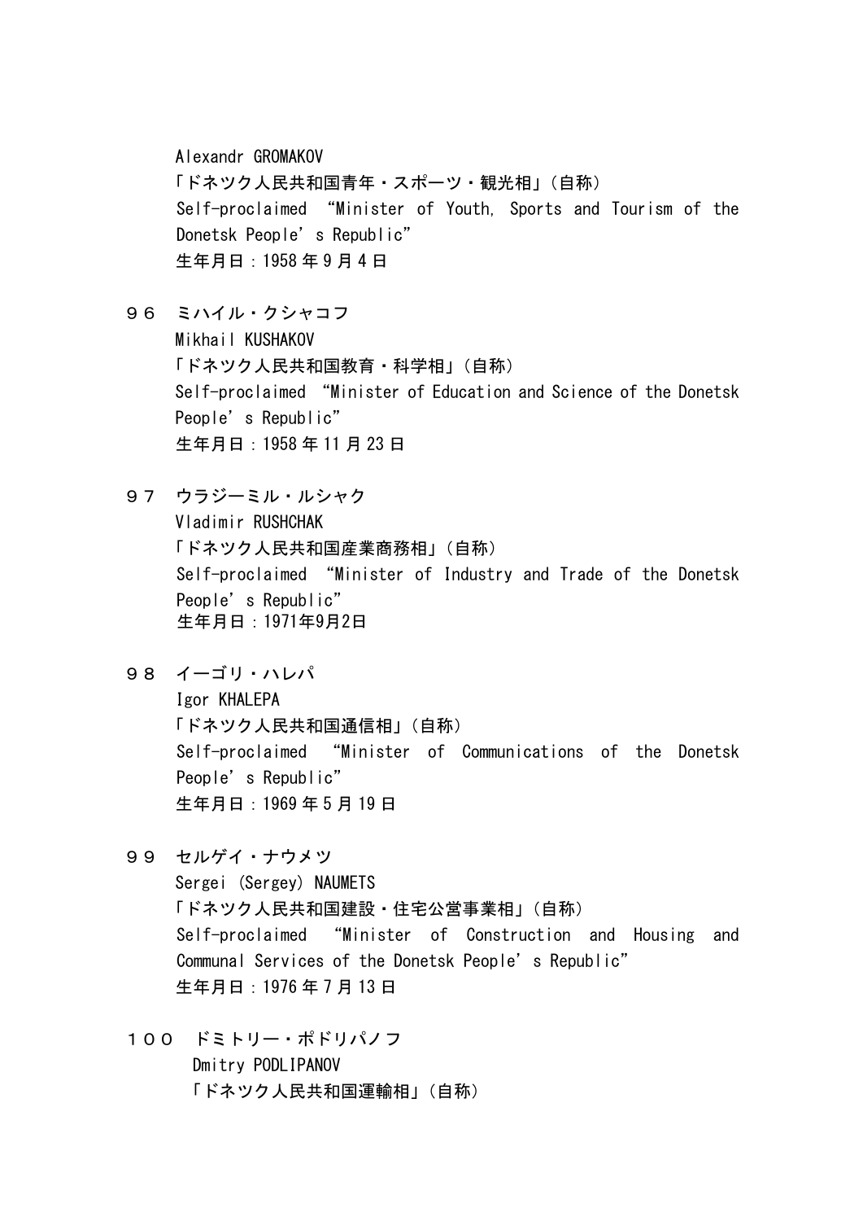Alexandr GROMAKOV
「ドネツク人民共和国青年・スポーツ・観光相」（自称）
Self-proclaimed “Minister of Youth, Sports and Tourism of the Donetsk People’s Republic”
生年月日：1958 年 9 月 4 日

９６　ミハイル・クシャコフ
Mikhail KUSHAKOV
「ドネツク人民共和国教育・科学相」（自称）
Self-proclaimed “Minister of Education and Science of the Donetsk People’s Republic”
生年月日：1958 年 11 月 23 日

９７　ウラジーミル・ルシャク
Vladimir RUSHCHAK
「ドネツク人民共和国産業商務相」（自称）
Self-proclaimed “Minister of Industry and Trade of the Donetsk People’s Republic”
生年月日：1971年9月2日

９８　イーゴリ・ハレパ
Igor KHALEPA
「ドネツク人民共和国通信相」（自称）
Self-proclaimed “Minister of Communications of the Donetsk People’s Republic”
生年月日：1969 年 5 月 19 日

９９　セルゲイ・ナウメツ
Sergei (Sergey) NAUMETS
「ドネツク人民共和国建設・住宅公営事業相」（自称）
Self-proclaimed “Minister of Construction and Housing and Communal Services of the Donetsk People’s Republic”
生年月日：1976 年 7 月 13 日

１００　ドミトリー・ポドリパノフ
Dmitry PODLIPANOV
「ドネツク人民共和国運輸相」（自称）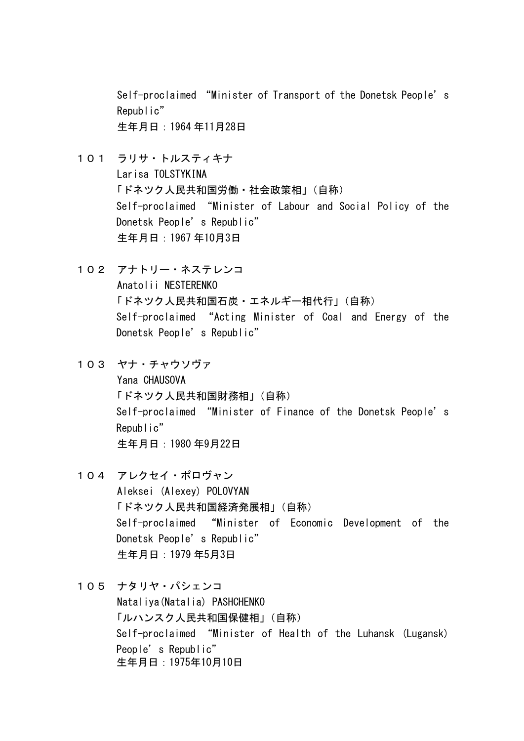Self-proclaimed “Minister of Transport of the Donetsk People’s Republic”
生年月日：1964年11月28日

１０１　ラリサ・トルスティキナ
Larisa TOLSTYKINA
「ドネツク人民共和国労働・社会政策相」（自称）
Self-proclaimed “Minister of Labour and Social Policy of the Donetsk People’s Republic”
生年月日：1967年10月3日

１０２　アナトリー・ネステレンコ
Anatolii NESTERENKO
「ドネツク人民共和国石炭・エネルギー相代行」（自称）
Self-proclaimed “Acting Minister of Coal and Energy of the Donetsk People’s Republic”

１０３　ヤナ・チャウソヴァ
Yana CHAUSOVA
「ドネツク人民共和国財務相」（自称）
Self-proclaimed “Minister of Finance of the Donetsk People’s Republic”
生年月日：1980年9月22日

１０４　アレクセイ・ポロヴャン
Aleksei (Alexey) POLOVYAN
「ドネツク人民共和国経済発展相」（自称）
Self-proclaimed “Minister of Economic Development of the Donetsk People’s Republic”
生年月日：1979年5月3日

１０５　ナタリヤ・パシェンコ
Nataliya(Natalia) PASHCHENKO
「ルハンスク人民共和国保健相」（自称）
Self-proclaimed “Minister of Health of the Luhansk (Lugansk) People’s Republic”
生年月日：1975年10月10日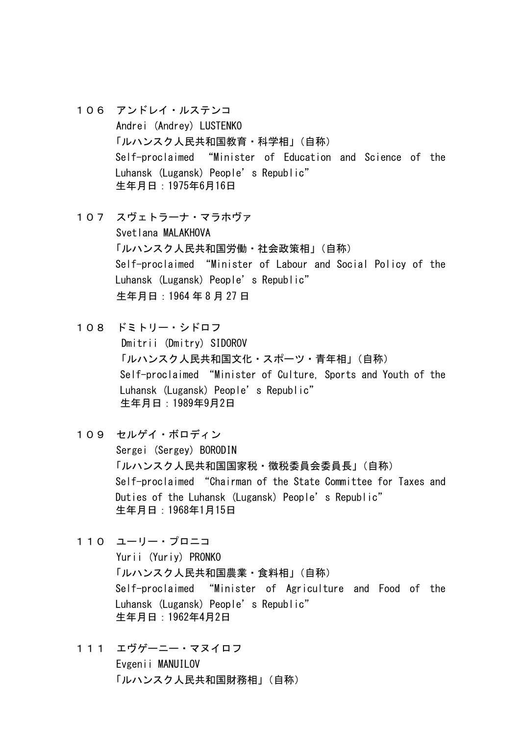１０６　アンドレイ・ルステンコ
Andrei (Andrey) LUSTENKO
「ルハンスク人民共和国教育・科学相」（自称）
Self-proclaimed “Minister of Education and Science of the Luhansk (Lugansk) People’s Republic”
生年月日：1975年6月16日

１０７　スヴェトラーナ・マラホヴァ
Svetlana MALAKHOVA
「ルハンスク人民共和国労働・社会政策相」（自称）
Self-proclaimed “Minister of Labour and Social Policy of the Luhansk (Lugansk) People’s Republic”
生年月日：1964 年 8 月 27 日

１０８　ドミトリー・シドロフ
Dmitrii (Dmitry) SIDOROV
「ルハンスク人民共和国文化・スポーツ・青年相」（自称）
Self-proclaimed “Minister of Culture, Sports and Youth of the Luhansk (Lugansk) People’s Republic”
生年月日：1989年9月2日

１０９　セルゲイ・ボロディン
Sergei (Sergey) BORODIN
「ルハンスク人民共和国国家税・徴税委員会委員長」（自称）
Self-proclaimed “Chairman of the State Committee for Taxes and Duties of the Luhansk (Lugansk) People’s Republic”
生年月日：1968年1月15日

１１０　ユーリー・プロニコ
Yurii (Yuriy) PRONKO
「ルハンスク人民共和国農業・食料相」（自称）
Self-proclaimed “Minister of Agriculture and Food of the Luhansk (Lugansk) People’s Republic”
生年月日：1962年4月2日

１１１　エヴゲーニー・マヌイロフ
Evgenii MANUILOV
「ルハンスク人民共和国財務相」（自称）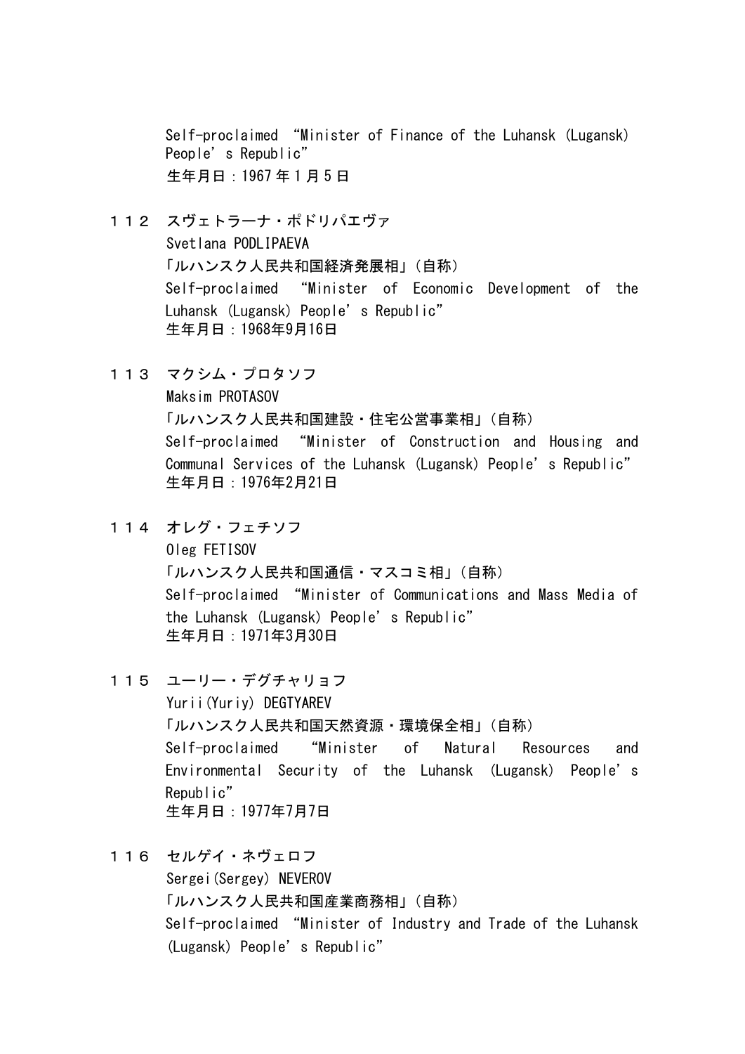Self-proclaimed “Minister of Finance of the Luhansk (Lugansk) People’s Republic”
生年月日：1967年1月5日

１１２　スヴェトラーナ・ポドリパエヴァ
Svetlana PODLIPAEVA
「ルハンスク人民共和国経済発展相」（自称）
Self-proclaimed “Minister of Economic Development of the Luhansk (Lugansk) People’s Republic”
生年月日：1968年9月16日

１１３　マクシム・プロタソフ
Maksim PROTASOV
「ルハンスク人民共和国建設・住宅公営事業相」（自称）
Self-proclaimed “Minister of Construction and Housing and Communal Services of the Luhansk (Lugansk) People’s Republic”
生年月日：1976年2月21日

１１４　オレグ・フェチソフ
Oleg FETISOV
「ルハンスク人民共和国通信・マスコミ相」（自称）
Self-proclaimed “Minister of Communications and Mass Media of the Luhansk (Lugansk) People’s Republic”
生年月日：1971年3月30日

１１５　ユーリー・デグチャリョフ
Yurii(Yuriy) DEGTYAREV
「ルハンスク人民共和国天然資源・環境保全相」（自称）
Self-proclaimed “Minister of Natural Resources and Environmental Security of the Luhansk (Lugansk) People’s Republic”
生年月日：1977年7月7日

１１６　セルゲイ・ネヴェロフ
Sergei(Sergey) NEVEROV
「ルハンスク人民共和国産業商務相」（自称）
Self-proclaimed “Minister of Industry and Trade of the Luhansk (Lugansk) People’s Republic”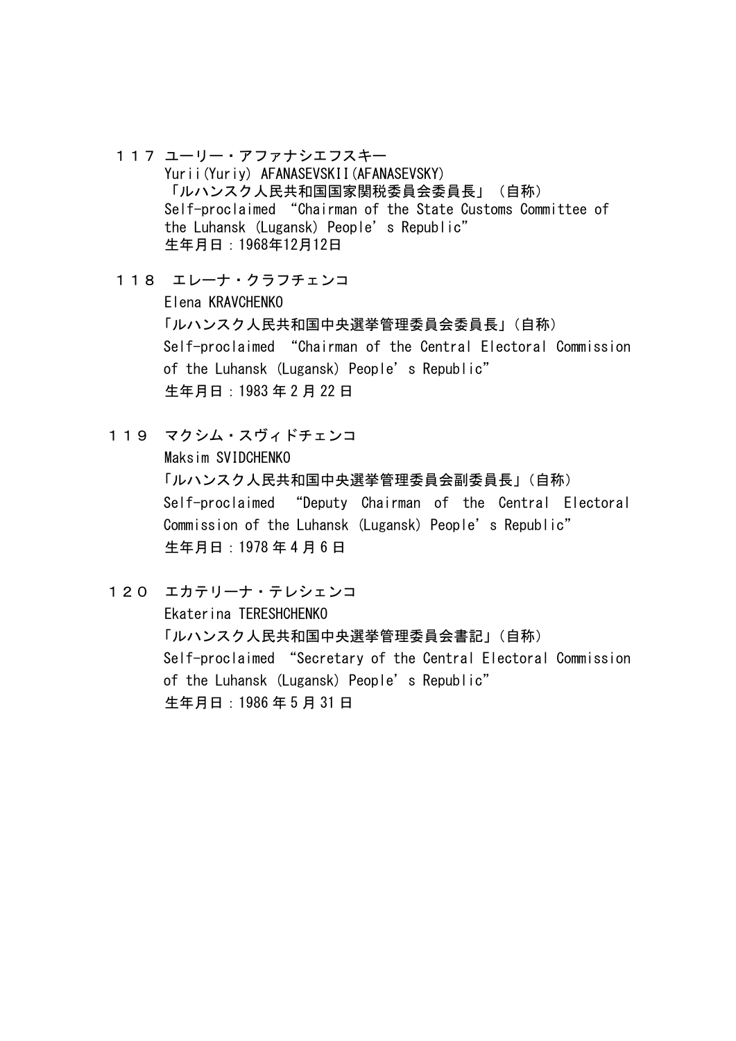１１７ ユーリー・アファナシエフスキー
Yurii(Yuriy) AFANASEVSKII(AFANASEVSKY)
「ルハンスク人民共和国国家関税委員会委員長」（自称）
Self-proclaimed “Chairman of the State Customs Committee of the Luhansk (Lugansk) People’s Republic”
生年月日：1968年12月12日

１１８ エレーナ・クラフチェンコ
Elena KRAVCHENKO
「ルハンスク人民共和国中央選挙管理委員会委員長」（自称）
Self-proclaimed “Chairman of the Central Electoral Commission of the Luhansk (Lugansk) People’s Republic”
生年月日：1983 年 2 月 22 日

１１９ マクシム・スヴィドチェンコ
Maksim SVIDCHENKO
「ルハンスク人民共和国中央選挙管理委員会副委員長」（自称）
Self-proclaimed “Deputy Chairman of the Central Electoral Commission of the Luhansk (Lugansk) People’s Republic”
生年月日：1978 年 4 月 6 日

１２０ エカテリーナ・テレシェンコ
Ekaterina TERESHCHENKO
「ルハンスク人民共和国中央選挙管理委員会書記」（自称）
Self-proclaimed “Secretary of the Central Electoral Commission of the Luhansk (Lugansk) People’s Republic”
生年月日：1986 年 5 月 31 日